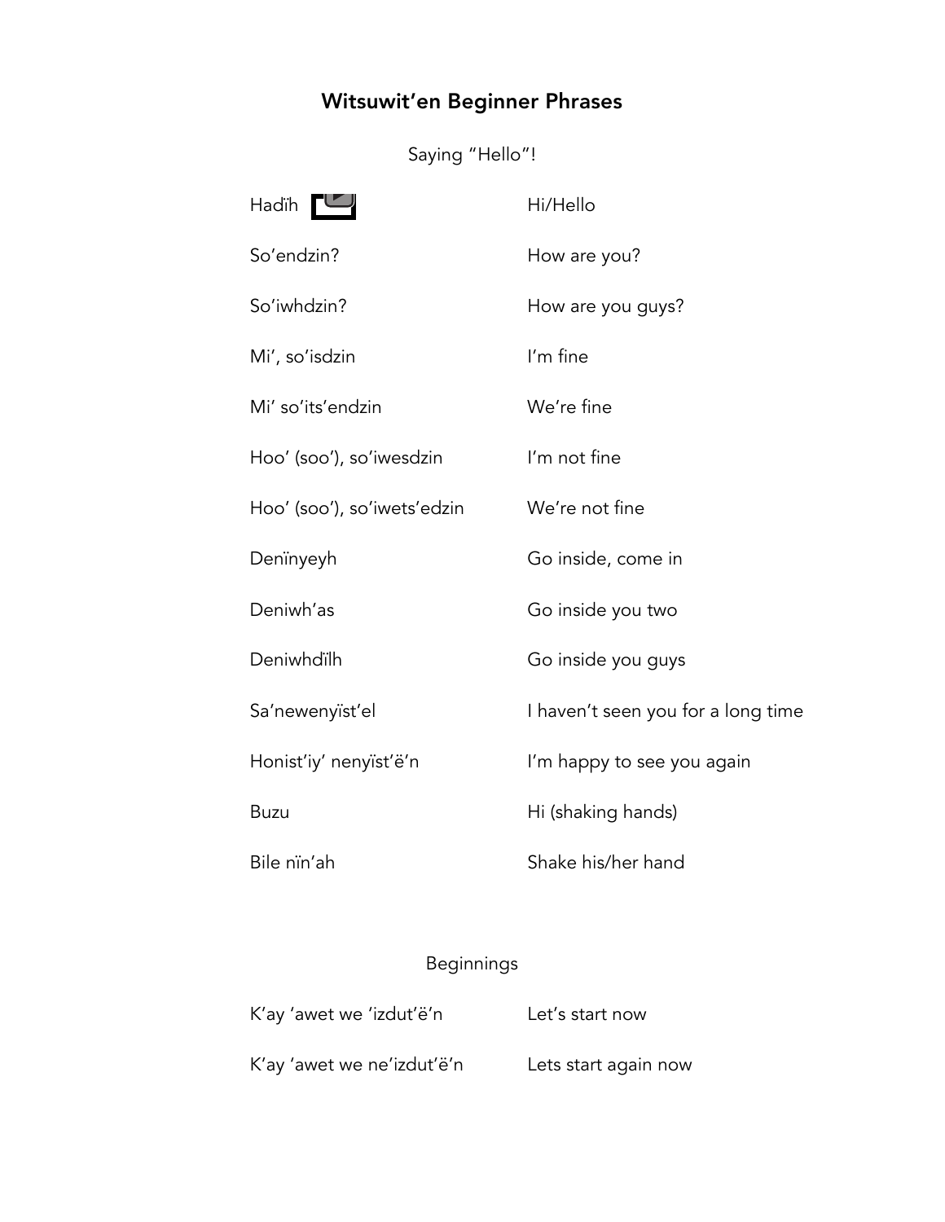# Witsuwit'en Beginner Phrases

## Saying "Hello"!

| | |
|---|---|
| Hadïh | Hi/Hello |
| So'endzin? | How are you? |
| So'iwhdzin? | How are you guys? |
| Mi', so'isdzin | I'm fine |
| Mi' so'its'endzin | We're fine |
| Hoo' (soo'), so'iwesdzin | I'm not fine |
| Hoo' (soo'), so'iwets'edzin | We're not fine |
| Denïnyeyh | Go inside, come in |
| Deniwh'as | Go inside you two |
| Deniwhdïlh | Go inside you guys |
| Sa'newenyïst'el | I haven't seen you for a long time |
| Honist'iy' nenyïst'ë'n | I'm happy to see you again |
| Buzu | Hi (shaking hands) |
| Bile nïn'ah | Shake his/her hand |

## Beginnings

| | |
|---|---|
| K'ay 'awet we 'izdut'ë'n | Let's start now |
| K'ay 'awet we ne'izdut'ë'n | Lets start again now |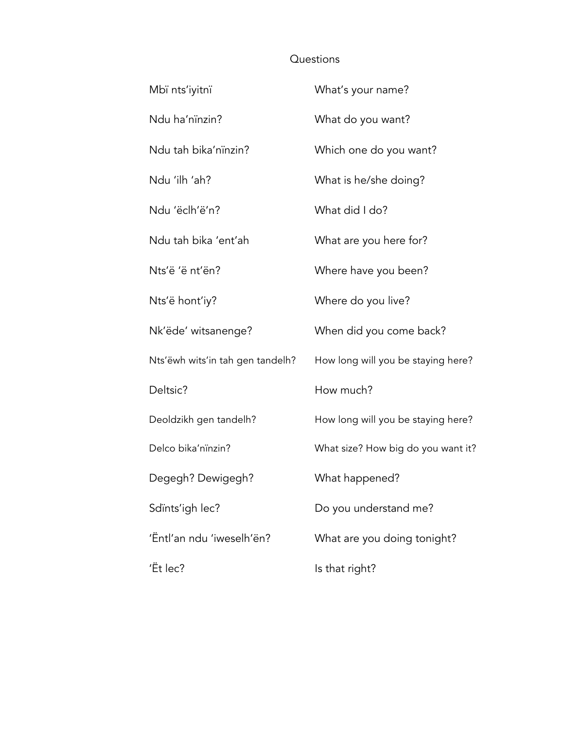# Questions

| | |
|---|---|
| Mbï nts'iyitnï | What's your name? |
| Ndu ha'nïnzin? | What do you want? |
| Ndu tah bika'nïnzin? | Which one do you want? |
| Ndu 'ilh 'ah? | What is he/she doing? |
| Ndu 'ëclh'ë'n? | What did I do? |
| Ndu tah bika 'ent'ah | What are you here for? |
| Nts'ë 'ë nt'ën? | Where have you been? |
| Nts'ë hont'iy? | Where do you live? |
| Nk'ëde' witsanenge? | When did you come back? |
| Nts'ëwh wits'in tah gen tandelh? | How long will you be staying here? |
| Deltsic? | How much? |
| Deoldzikh gen tandelh? | How long will you be staying here? |
| Delco bika'nïnzin? | What size? How big do you want it? |
| Degegh? Dewigegh? | What happened? |
| Sdïnts'igh lec? | Do you understand me? |
| 'Ëntl'an ndu 'iweselh'ën? | What are you doing tonight? |
| 'Ët lec? | Is that right? |